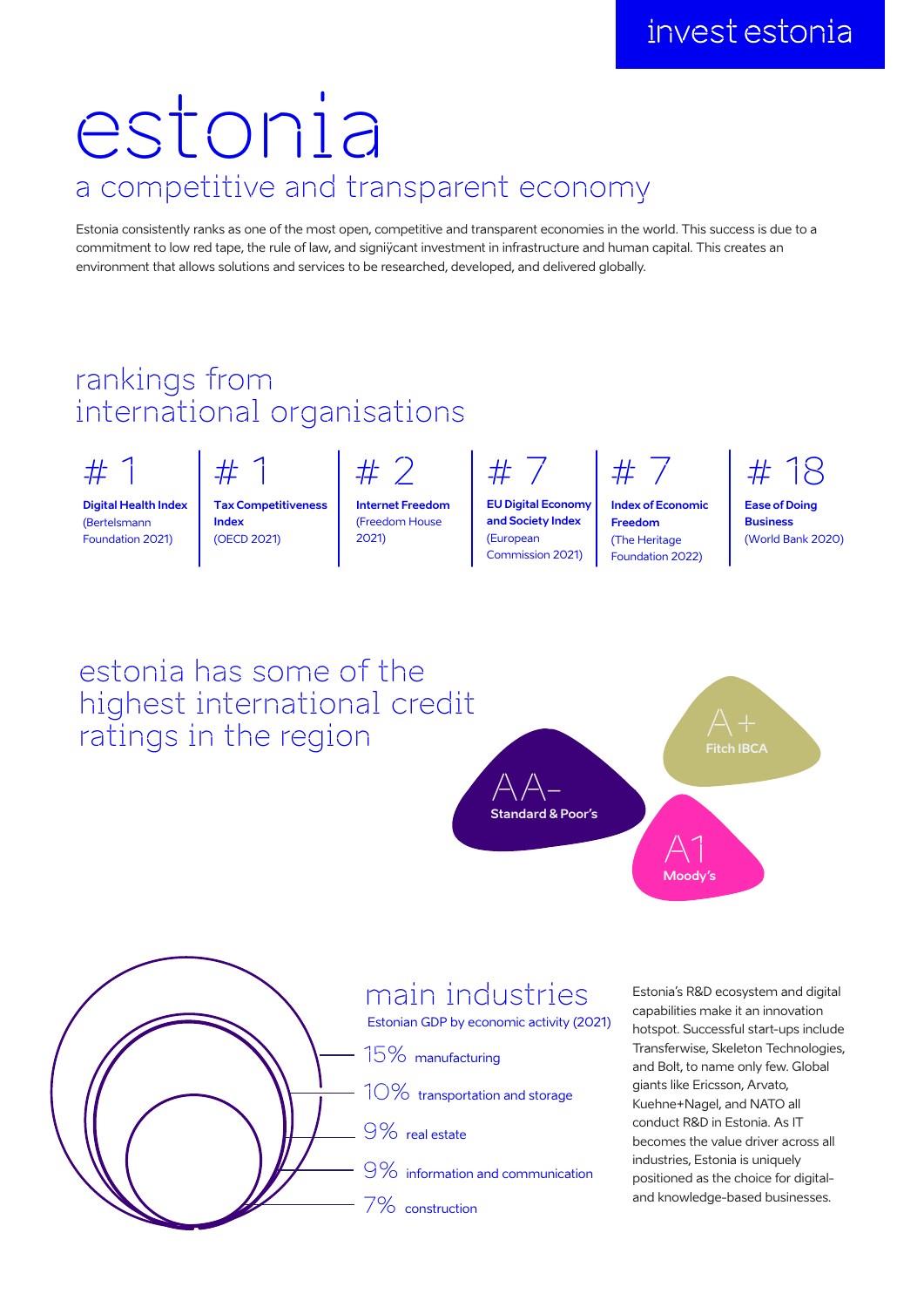invest estonia

# estonia

## a competitive and transparent economy

Estonia consistently ranks as one of the most open, competitive and transparent economies in the world. This success is due to a commitment to low red tape, the rule of law, and signiÿcant investment in infrastructure and human capital. This creates an environment that allows solutions and services to be researched, developed, and delivered globally.

## rankings from international organisations

- **# 1** — **Digital Health Index** (Bertelsmann Foundation 2021)
- **# 1** — **Tax Competitiveness Index** (OECD 2021)
- **# 2** — **Internet Freedom** (Freedom House 2021)
- **# 7** — **EU Digital Economy and Society Index** (European Commission 2021)
- **# 7** — **Index of Economic Freedom** (The Heritage Foundation 2022)
- **# 18** — **Ease of Doing Business** (World Bank 2020)

## estonia has some of the highest international credit ratings in the region

- **A+** — Fitch IBCA
- **AA-** — Standard & Poor's
- **A1** — Moody's

## main industries

Estonian GDP by economic activity (2021)

- 15% manufacturing
- 10% transportation and storage
- 9% real estate
- 9% information and communication
- 7% construction

Estonia's R&D ecosystem and digital capabilities make it an innovation hotspot. Successful start-ups include Transferwise, Skeleton Technologies, and Bolt, to name only few. Global giants like Ericsson, Arvato, Kuehne+Nagel, and NATO all conduct R&D in Estonia. As IT becomes the value driver across all industries, Estonia is uniquely positioned as the choice for digital- and knowledge-based businesses.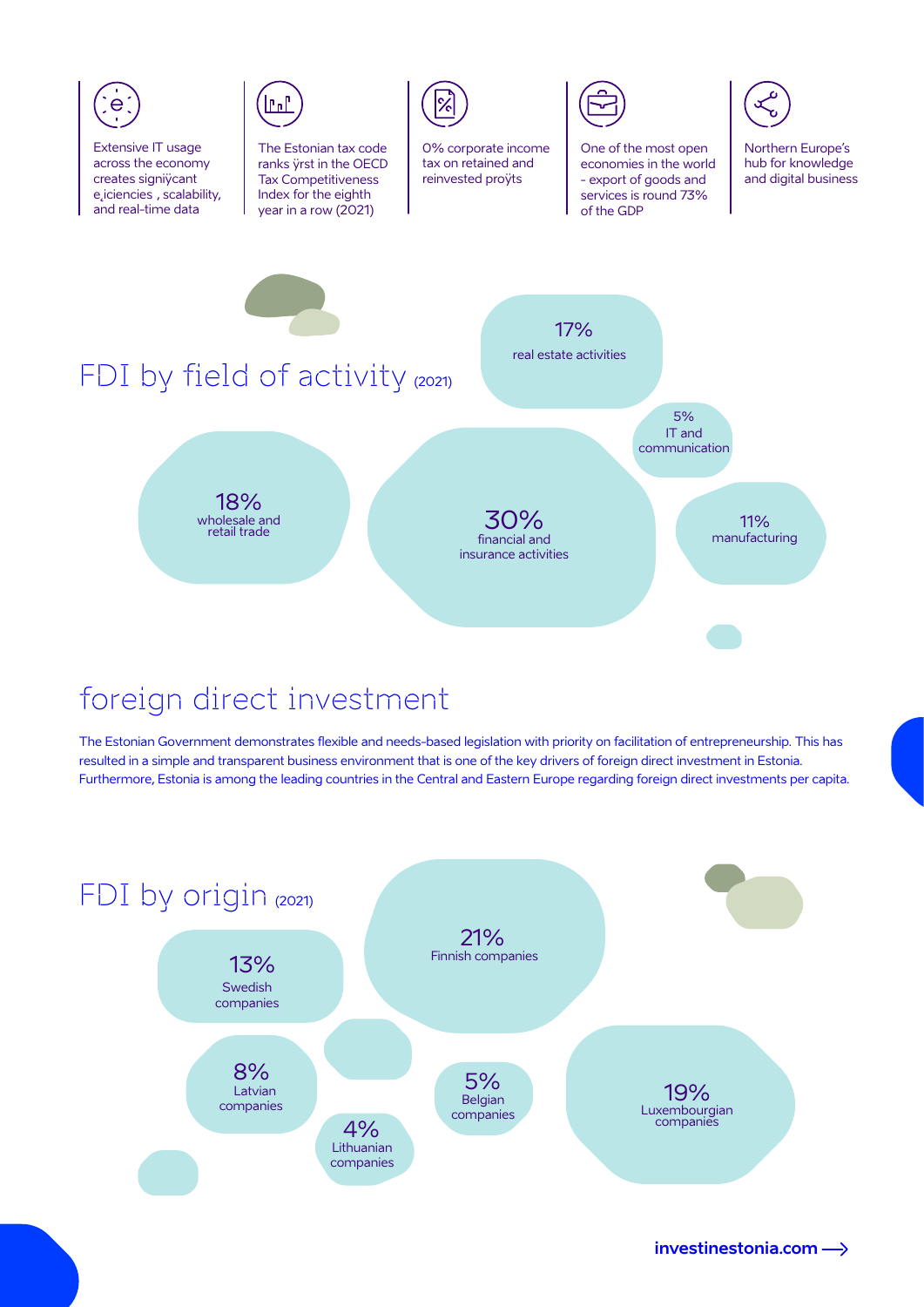Extensive IT usage across the economy creates signiÿcant e¸iciencies , scalability, and real-time data

The Estonian tax code ranks ÿrst in the OECD Tax Competitiveness Index for the eighth year in a row (2021)

0% corporate income tax on retained and reinvested proÿts

One of the most open economies in the world - export of goods and services is round 73% of the GDP

Northern Europe's hub for knowledge and digital business

## FDI by field of activity (2021)

17%
real estate activities

5%
IT and communication

18%
wholesale and retail trade

30%
financial and insurance activities

11%
manufacturing

# foreign direct investment

The Estonian Government demonstrates flexible and needs-based legislation with priority on facilitation of entrepreneurship. This has resulted in a simple and transparent business environment that is one of the key drivers of foreign direct investment in Estonia. Furthermore, Estonia is among the leading countries in the Central and Eastern Europe regarding foreign direct investments per capita.

## FDI by origin (2021)

21%
Finnish companies

13%
Swedish companies

8%
Latvian companies

5%
Belgian companies

19%
Luxembourgian companies

4%
Lithuanian companies

investinestonia.com